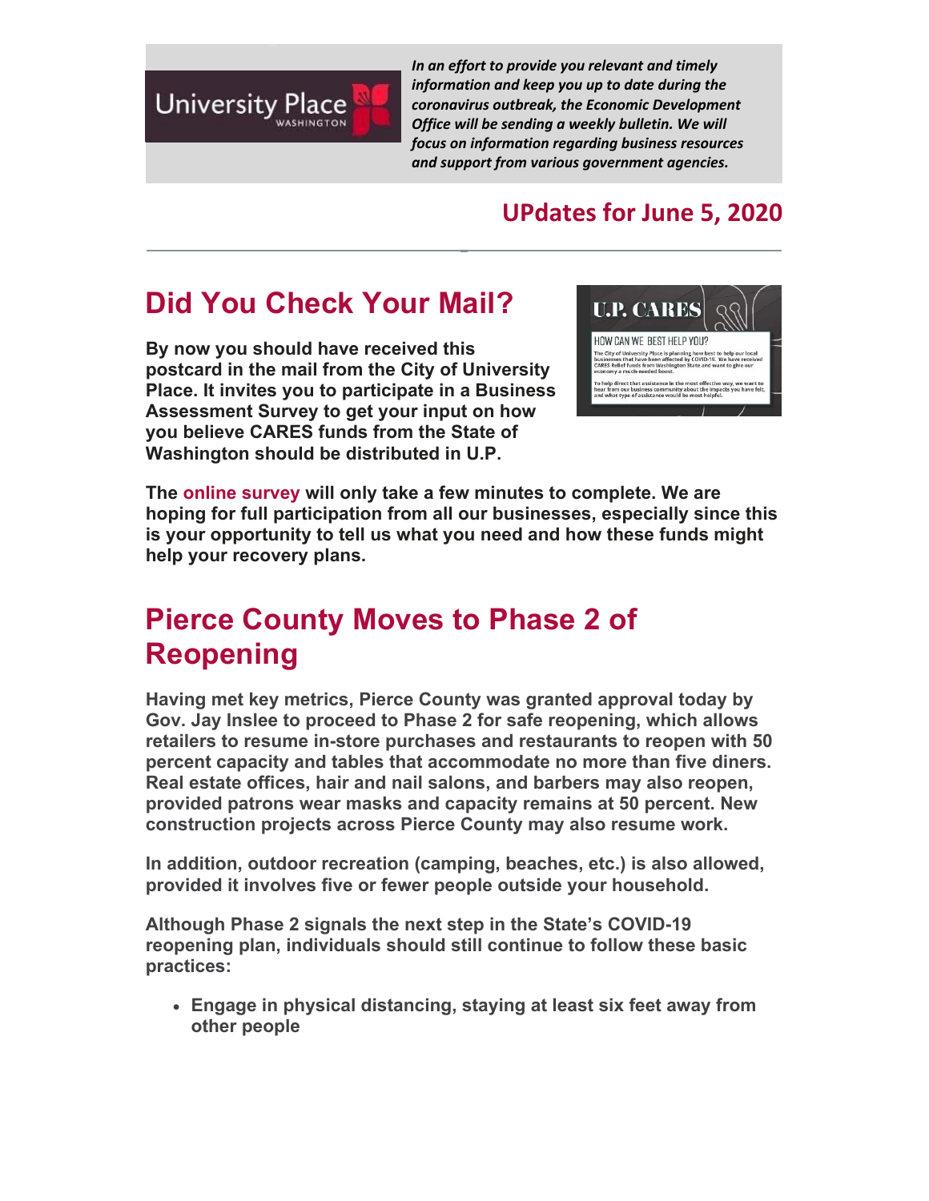University Place WASHINGTON

*In an effort to provide you relevant and timely information and keep you up to date during the coronavirus outbreak, the Economic Development Office will be sending a weekly bulletin. We will focus on information regarding business resources and support from various government agencies.*

## UPdates for June 5, 2020

---

# Did You Check Your Mail?

**By now you should have received this postcard in the mail from the City of University Place. It invites you to participate in a Business Assessment Survey to get your input on how you believe CARES funds from the State of Washington should be distributed in U.P.**

**The online survey will only take a few minutes to complete. We are hoping for full participation from all our businesses, especially since this is your opportunity to tell us what you need and how these funds might help your recovery plans.**

# Pierce County Moves to Phase 2 of Reopening

**Having met key metrics, Pierce County was granted approval today by Gov. Jay Inslee to proceed to Phase 2 for safe reopening, which allows retailers to resume in-store purchases and restaurants to reopen with 50 percent capacity and tables that accommodate no more than five diners. Real estate offices, hair and nail salons, and barbers may also reopen, provided patrons wear masks and capacity remains at 50 percent. New construction projects across Pierce County may also resume work.**

**In addition, outdoor recreation (camping, beaches, etc.) is also allowed, provided it involves five or fewer people outside your household.**

**Although Phase 2 signals the next step in the State's COVID-19 reopening plan, individuals should still continue to follow these basic practices:**

- **Engage in physical distancing, staying at least six feet away from other people**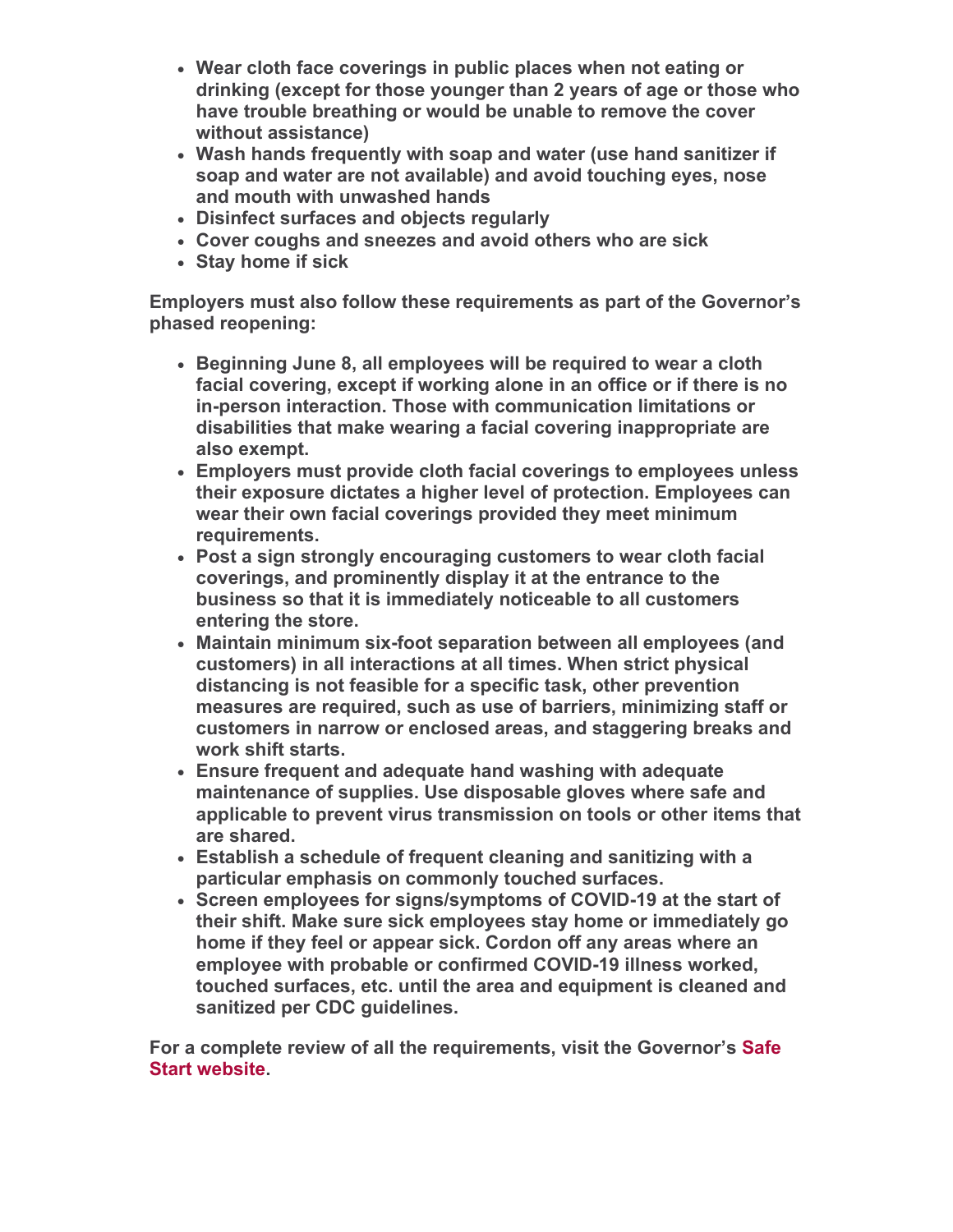- **Wear cloth face coverings in public places when not eating or drinking (except for those younger than 2 years of age or those who have trouble breathing or would be unable to remove the cover without assistance)**
- **Wash hands frequently with soap and water (use hand sanitizer if soap and water are not available) and avoid touching eyes, nose and mouth with unwashed hands**
- **Disinfect surfaces and objects regularly**
- **Cover coughs and sneezes and avoid others who are sick**
- **Stay home if sick**

**Employers must also follow these requirements as part of the Governor's phased reopening:**

- **Beginning June 8, all employees will be required to wear a cloth facial covering, except if working alone in an office or if there is no in-person interaction. Those with communication limitations or disabilities that make wearing a facial covering inappropriate are also exempt.**
- **Employers must provide cloth facial coverings to employees unless their exposure dictates a higher level of protection. Employees can wear their own facial coverings provided they meet minimum requirements.**
- **Post a sign strongly encouraging customers to wear cloth facial coverings, and prominently display it at the entrance to the business so that it is immediately noticeable to all customers entering the store.**
- **Maintain minimum six-foot separation between all employees (and customers) in all interactions at all times. When strict physical distancing is not feasible for a specific task, other prevention measures are required, such as use of barriers, minimizing staff or customers in narrow or enclosed areas, and staggering breaks and work shift starts.**
- **Ensure frequent and adequate hand washing with adequate maintenance of supplies. Use disposable gloves where safe and applicable to prevent virus transmission on tools or other items that are shared.**
- **Establish a schedule of frequent cleaning and sanitizing with a particular emphasis on commonly touched surfaces.**
- **Screen employees for signs/symptoms of COVID-19 at the start of their shift. Make sure sick employees stay home or immediately go home if they feel or appear sick. Cordon off any areas where an employee with probable or confirmed COVID-19 illness worked, touched surfaces, etc. until the area and equipment is cleaned and sanitized per CDC guidelines.**

**For a complete review of all the requirements, visit the Governor's Safe Start website.**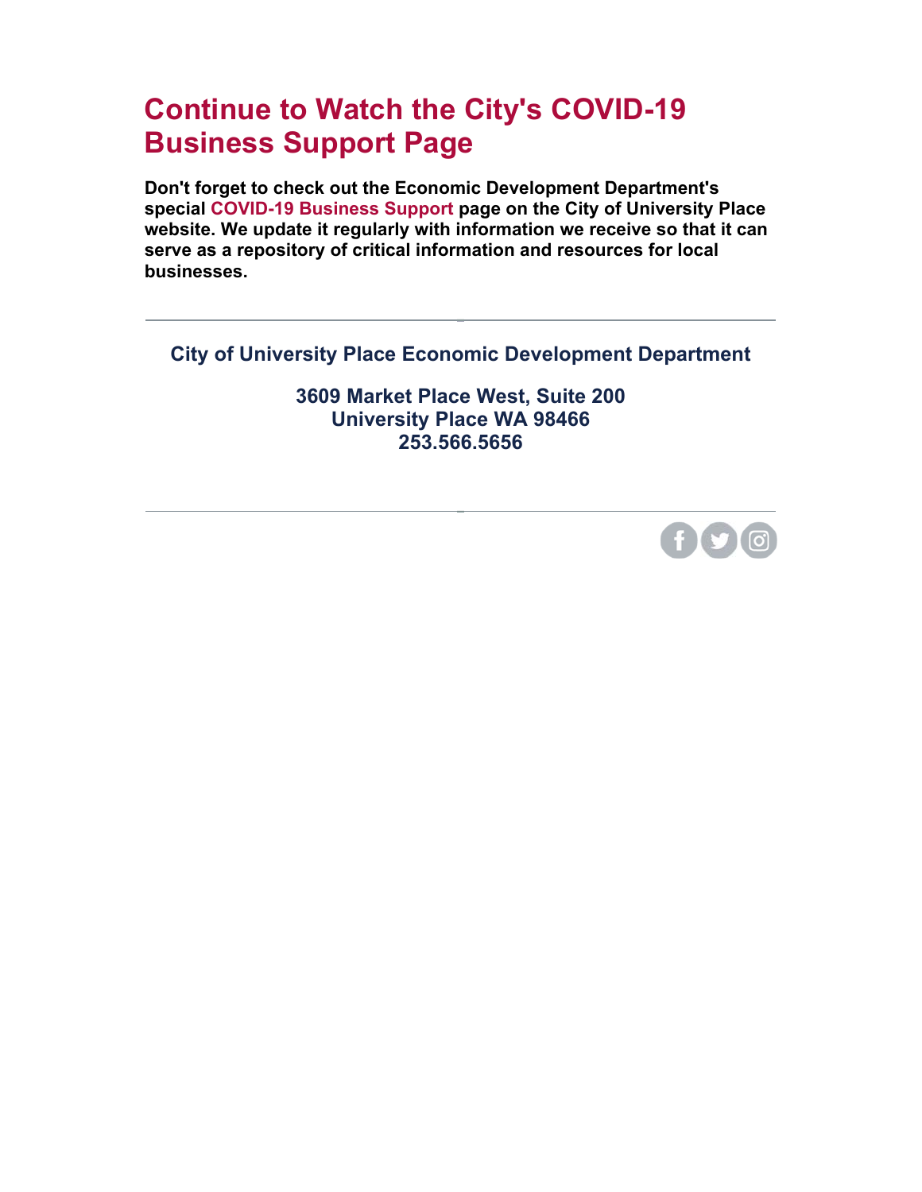## Continue to Watch the City's COVID-19 Business Support Page

**Don't forget to check out the Economic Development Department's special COVID-19 Business Support page on the City of University Place website. We update it regularly with information we receive so that it can serve as a repository of critical information and resources for local businesses.**

---

**City of University Place Economic Development Department**

**3609 Market Place West, Suite 200**
**University Place WA 98466**
**253.566.5656**

---